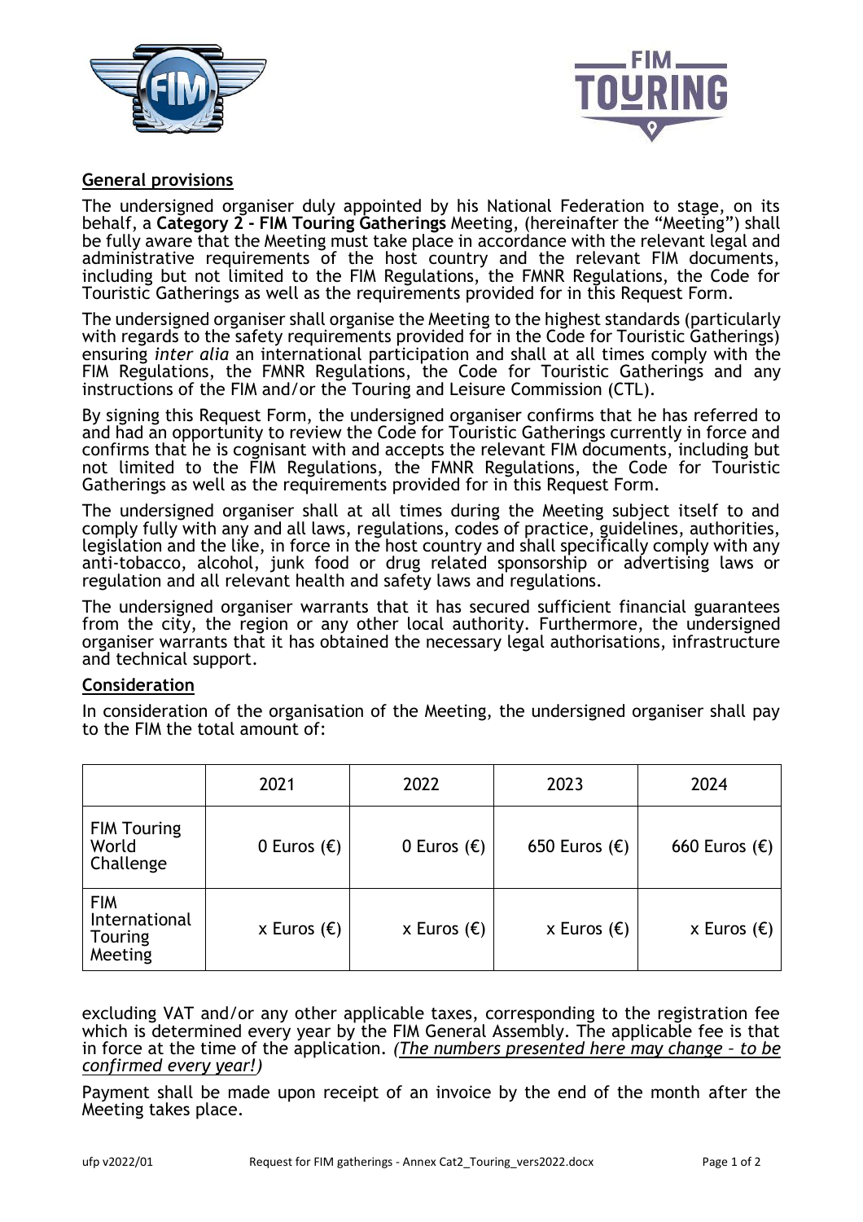## General provisions

The undersigned organiser duly appointed by his National Federation to stage, on its behalf, a **Category 2 - FIM Touring Gatherings** Meeting, (hereinafter the "Meeting") shall be fully aware that the Meeting must take place in accordance with the relevant legal and administrative requirements of the host country and the relevant FIM documents, including but not limited to the FIM Regulations, the FMNR Regulations, the Code for Touristic Gatherings as well as the requirements provided for in this Request Form.

The undersigned organiser shall organise the Meeting to the highest standards (particularly with regards to the safety requirements provided for in the Code for Touristic Gatherings) ensuring *inter alia* an international participation and shall at all times comply with the FIM Regulations, the FMNR Regulations, the Code for Touristic Gatherings and any instructions of the FIM and/or the Touring and Leisure Commission (CTL).

By signing this Request Form, the undersigned organiser confirms that he has referred to and had an opportunity to review the Code for Touristic Gatherings currently in force and confirms that he is cognisant with and accepts the relevant FIM documents, including but not limited to the FIM Regulations, the FMNR Regulations, the Code for Touristic Gatherings as well as the requirements provided for in this Request Form.

The undersigned organiser shall at all times during the Meeting subject itself to and comply fully with any and all laws, regulations, codes of practice, guidelines, authorities, legislation and the like, in force in the host country and shall specifically comply with any anti-tobacco, alcohol, junk food or drug related sponsorship or advertising laws or regulation and all relevant health and safety laws and regulations.

The undersigned organiser warrants that it has secured sufficient financial guarantees from the city, the region or any other local authority. Furthermore, the undersigned organiser warrants that it has obtained the necessary legal authorisations, infrastructure and technical support.

## Consideration

In consideration of the organisation of the Meeting, the undersigned organiser shall pay to the FIM the total amount of:

| | 2021 | 2022 | 2023 | 2024 |
|---|---|---|---|---|
| FIM Touring World Challenge | 0 Euros (€) | 0 Euros (€) | 650 Euros (€) | 660 Euros (€) |
| FIM International Touring Meeting | x Euros (€) | x Euros (€) | x Euros (€) | x Euros (€) |

excluding VAT and/or any other applicable taxes, corresponding to the registration fee which is determined every year by the FIM General Assembly. The applicable fee is that in force at the time of the application. *(The numbers presented here may change – to be confirmed every year!)*

Payment shall be made upon receipt of an invoice by the end of the month after the Meeting takes place.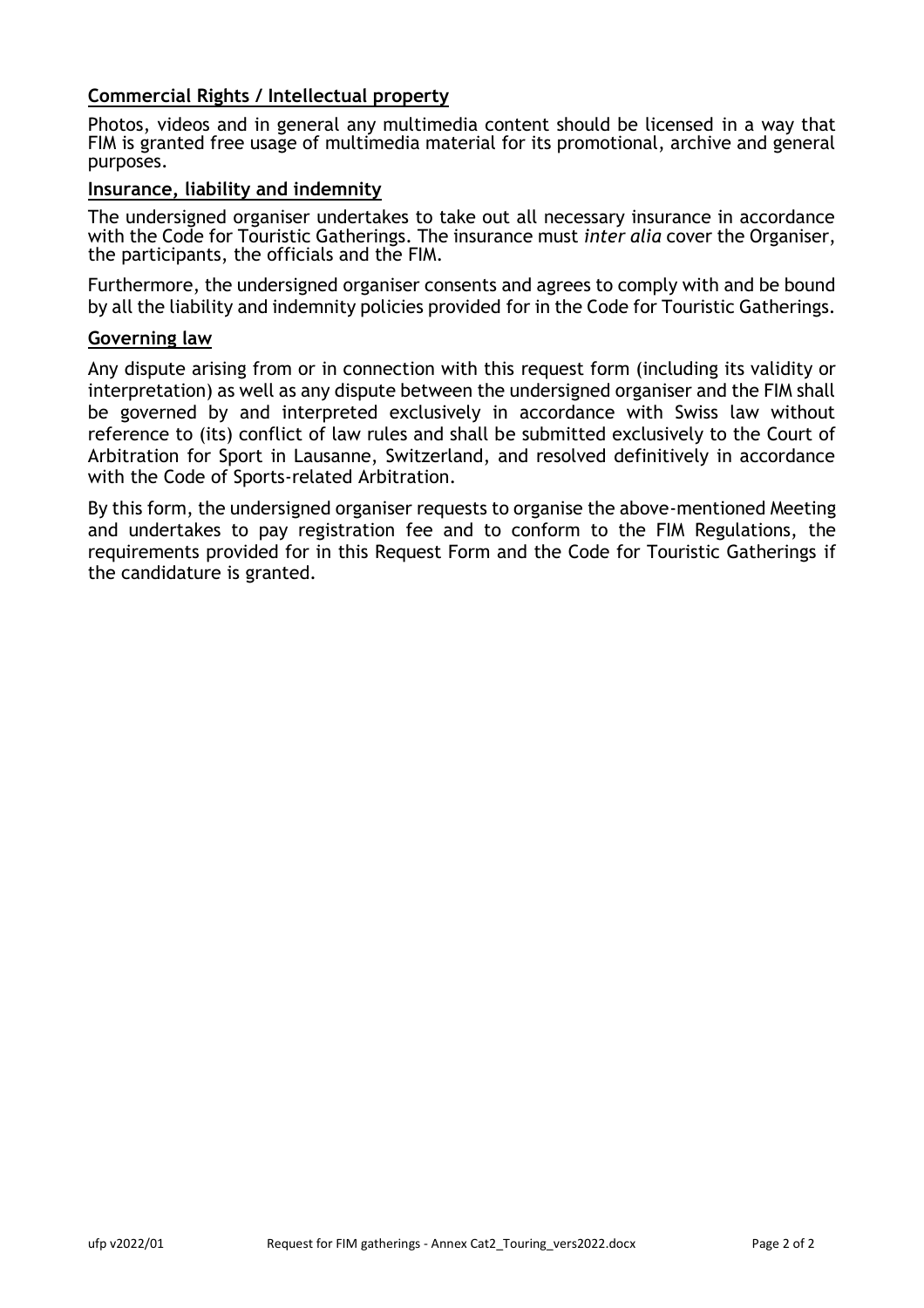**Commercial Rights / Intellectual property**

Photos, videos and in general any multimedia content should be licensed in a way that FIM is granted free usage of multimedia material for its promotional, archive and general purposes.

**Insurance, liability and indemnity**

The undersigned organiser undertakes to take out all necessary insurance in accordance with the Code for Touristic Gatherings. The insurance must *inter alia* cover the Organiser, the participants, the officials and the FIM.

Furthermore, the undersigned organiser consents and agrees to comply with and be bound by all the liability and indemnity policies provided for in the Code for Touristic Gatherings.

**Governing law**

Any dispute arising from or in connection with this request form (including its validity or interpretation) as well as any dispute between the undersigned organiser and the FIM shall be governed by and interpreted exclusively in accordance with Swiss law without reference to (its) conflict of law rules and shall be submitted exclusively to the Court of Arbitration for Sport in Lausanne, Switzerland, and resolved definitively in accordance with the Code of Sports-related Arbitration.

By this form, the undersigned organiser requests to organise the above-mentioned Meeting and undertakes to pay registration fee and to conform to the FIM Regulations, the requirements provided for in this Request Form and the Code for Touristic Gatherings if the candidature is granted.